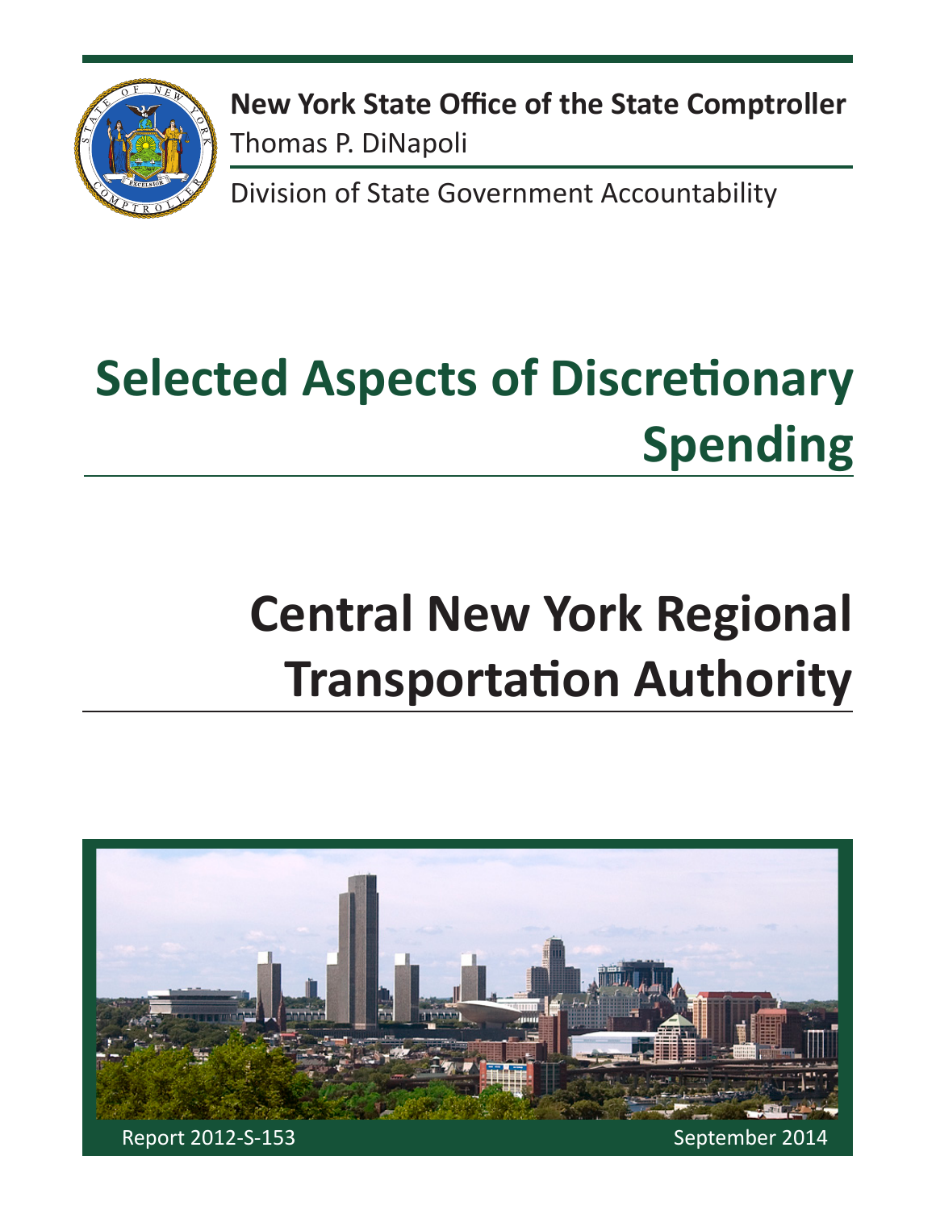**New York State Office of the State Comptroller**
Thomas P. DiNapoli

Division of State Government Accountability

# Selected Aspects of Discretionary Spending

# Central New York Regional Transportation Authority

Report 2012-S-153

September 2014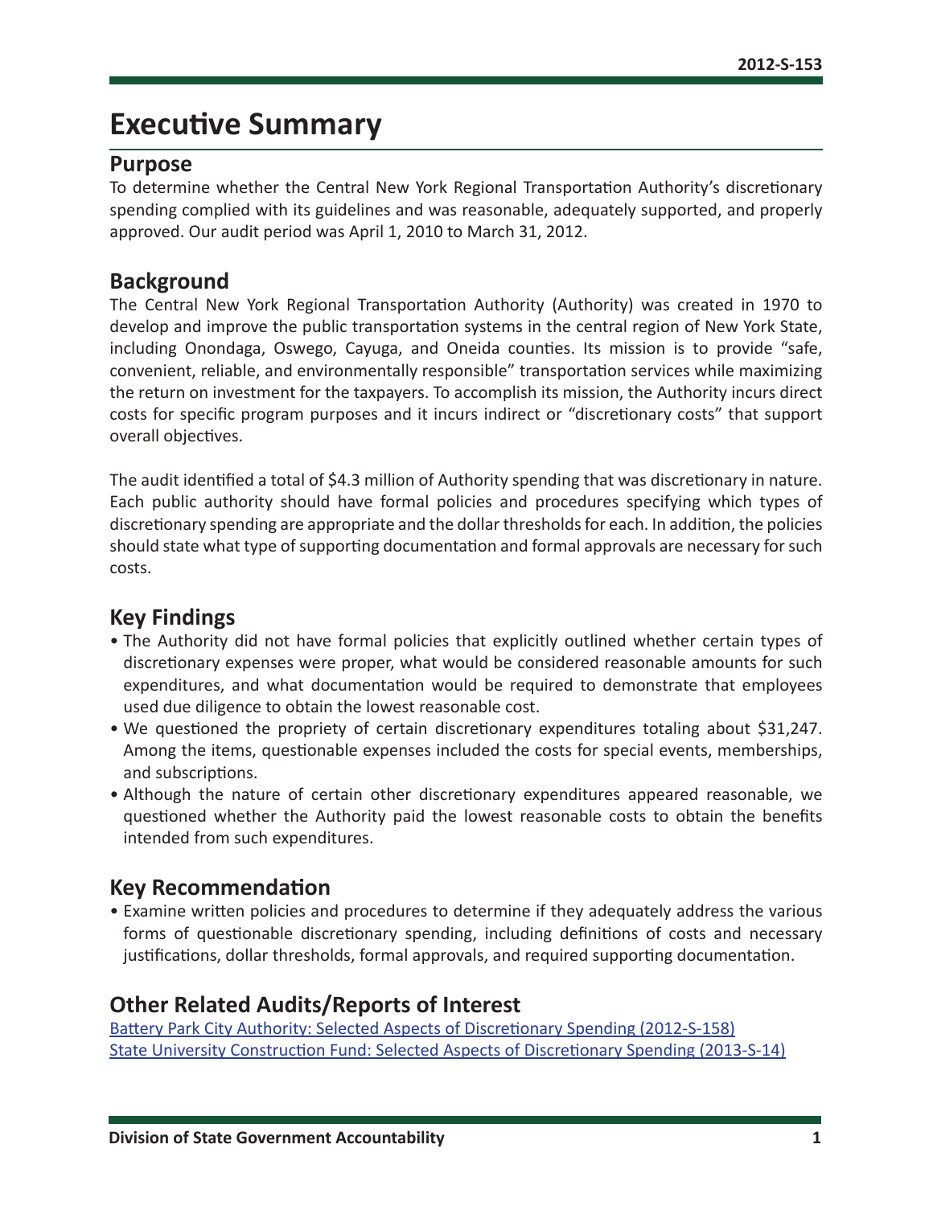# Executive Summary

## Purpose

To determine whether the Central New York Regional Transportation Authority's discretionary spending complied with its guidelines and was reasonable, adequately supported, and properly approved. Our audit period was April 1, 2010 to March 31, 2012.

## Background

The Central New York Regional Transportation Authority (Authority) was created in 1970 to develop and improve the public transportation systems in the central region of New York State, including Onondaga, Oswego, Cayuga, and Oneida counties. Its mission is to provide "safe, convenient, reliable, and environmentally responsible" transportation services while maximizing the return on investment for the taxpayers. To accomplish its mission, the Authority incurs direct costs for specific program purposes and it incurs indirect or "discretionary costs" that support overall objectives.

The audit identified a total of $4.3 million of Authority spending that was discretionary in nature. Each public authority should have formal policies and procedures specifying which types of discretionary spending are appropriate and the dollar thresholds for each. In addition, the policies should state what type of supporting documentation and formal approvals are necessary for such costs.

## Key Findings

- The Authority did not have formal policies that explicitly outlined whether certain types of discretionary expenses were proper, what would be considered reasonable amounts for such expenditures, and what documentation would be required to demonstrate that employees used due diligence to obtain the lowest reasonable cost.
- We questioned the propriety of certain discretionary expenditures totaling about $31,247. Among the items, questionable expenses included the costs for special events, memberships, and subscriptions.
- Although the nature of certain other discretionary expenditures appeared reasonable, we questioned whether the Authority paid the lowest reasonable costs to obtain the benefits intended from such expenditures.

## Key Recommendation

- Examine written policies and procedures to determine if they adequately address the various forms of questionable discretionary spending, including definitions of costs and necessary justifications, dollar thresholds, formal approvals, and required supporting documentation.

## Other Related Audits/Reports of Interest

Battery Park City Authority: Selected Aspects of Discretionary Spending (2012-S-158)
State University Construction Fund: Selected Aspects of Discretionary Spending (2013-S-14)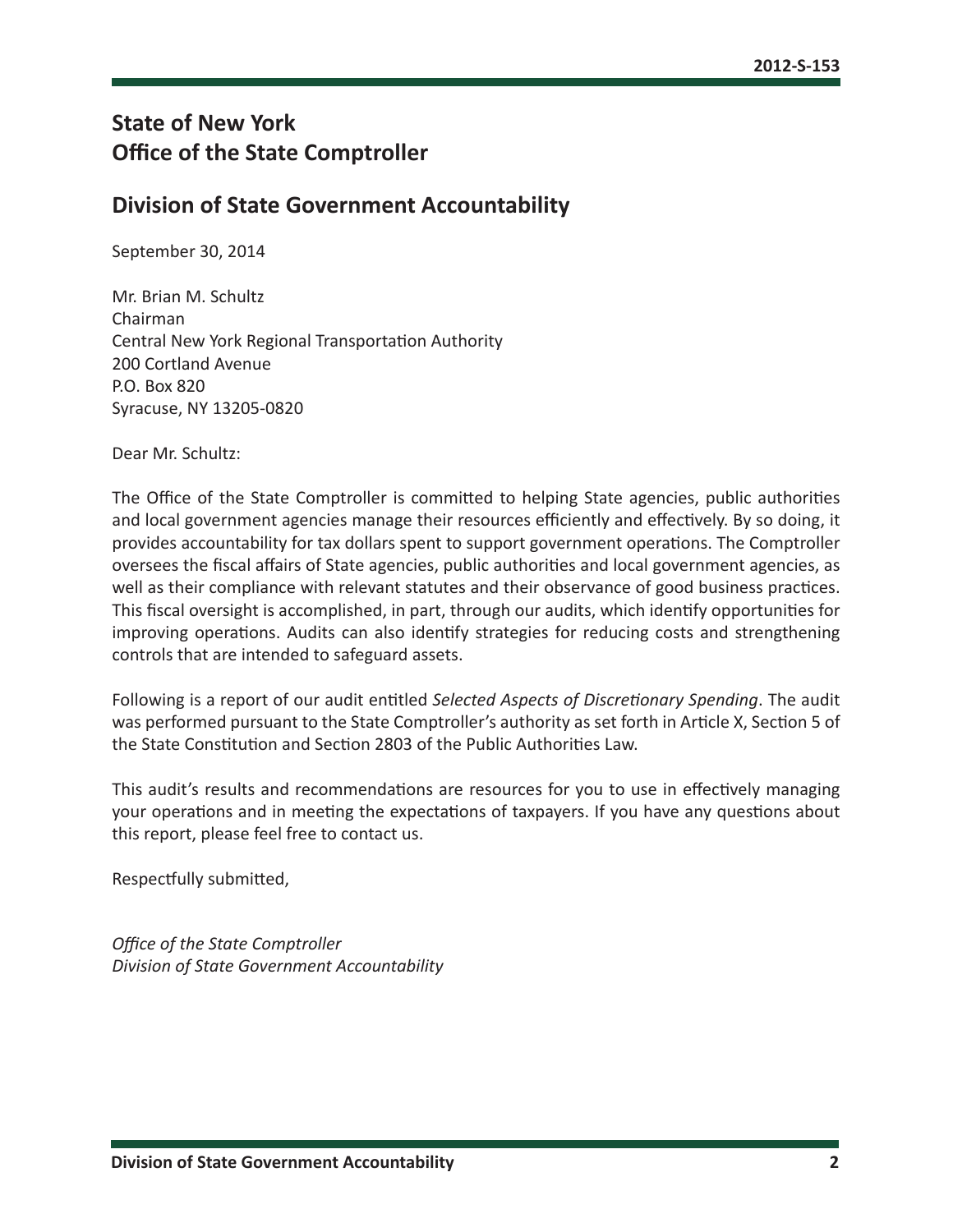## State of New York
## Office of the State Comptroller

## Division of State Government Accountability

September 30, 2014

Mr. Brian M. Schultz
Chairman
Central New York Regional Transportation Authority
200 Cortland Avenue
P.O. Box 820
Syracuse, NY 13205-0820

Dear Mr. Schultz:

The Office of the State Comptroller is committed to helping State agencies, public authorities and local government agencies manage their resources efficiently and effectively. By so doing, it provides accountability for tax dollars spent to support government operations. The Comptroller oversees the fiscal affairs of State agencies, public authorities and local government agencies, as well as their compliance with relevant statutes and their observance of good business practices. This fiscal oversight is accomplished, in part, through our audits, which identify opportunities for improving operations. Audits can also identify strategies for reducing costs and strengthening controls that are intended to safeguard assets.

Following is a report of our audit entitled *Selected Aspects of Discretionary Spending*. The audit was performed pursuant to the State Comptroller's authority as set forth in Article X, Section 5 of the State Constitution and Section 2803 of the Public Authorities Law.

This audit's results and recommendations are resources for you to use in effectively managing your operations and in meeting the expectations of taxpayers. If you have any questions about this report, please feel free to contact us.

Respectfully submitted,

*Office of the State Comptroller*
*Division of State Government Accountability*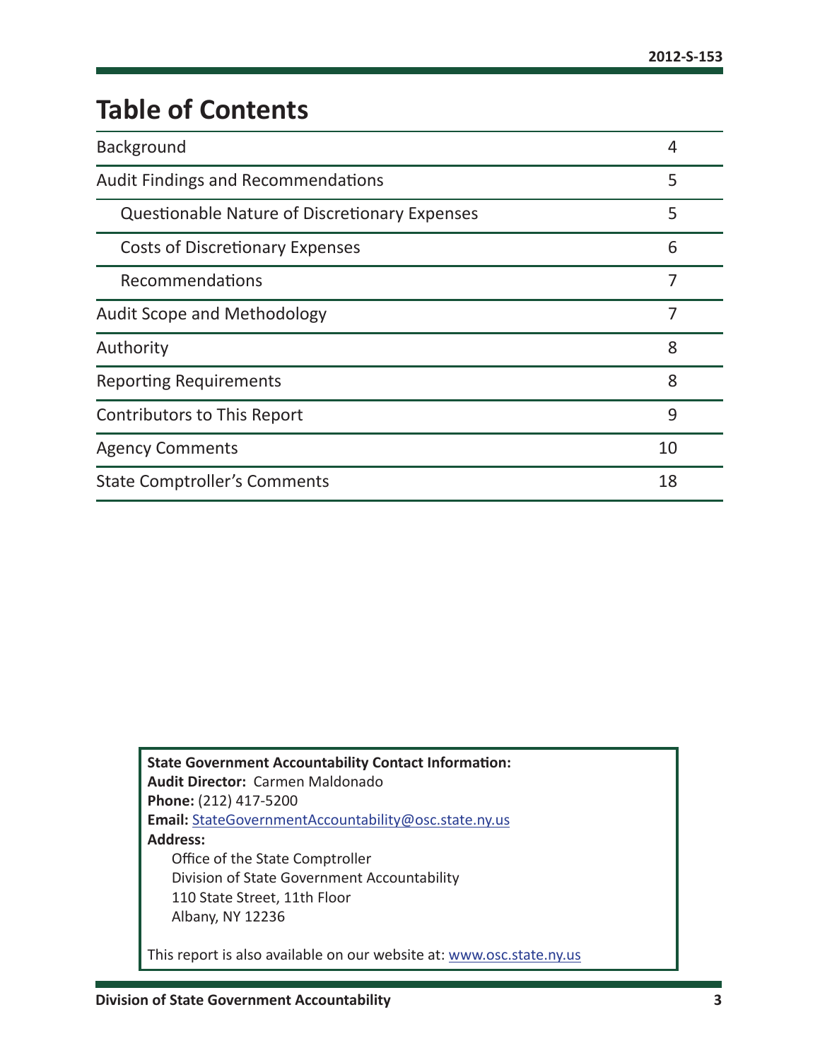# Table of Contents

| | |
|---|---|
| Background | 4 |
| Audit Findings and Recommendations | 5 |
| Questionable Nature of Discretionary Expenses | 5 |
| Costs of Discretionary Expenses | 6 |
| Recommendations | 7 |
| Audit Scope and Methodology | 7 |
| Authority | 8 |
| Reporting Requirements | 8 |
| Contributors to This Report | 9 |
| Agency Comments | 10 |
| State Comptroller's Comments | 18 |

**State Government Accountability Contact Information:**
**Audit Director:** Carmen Maldonado
**Phone:** (212) 417-5200
**Email:** StateGovernmentAccountability@osc.state.ny.us
**Address:**
Office of the State Comptroller
Division of State Government Accountability
110 State Street, 11th Floor
Albany, NY 12236

This report is also available on our website at: www.osc.state.ny.us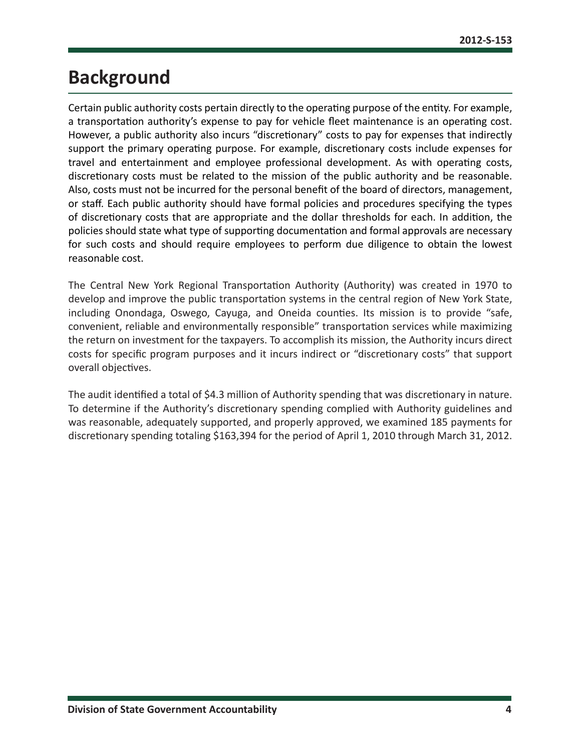# Background

Certain public authority costs pertain directly to the operating purpose of the entity. For example, a transportation authority's expense to pay for vehicle fleet maintenance is an operating cost. However, a public authority also incurs "discretionary" costs to pay for expenses that indirectly support the primary operating purpose. For example, discretionary costs include expenses for travel and entertainment and employee professional development. As with operating costs, discretionary costs must be related to the mission of the public authority and be reasonable. Also, costs must not be incurred for the personal benefit of the board of directors, management, or staff. Each public authority should have formal policies and procedures specifying the types of discretionary costs that are appropriate and the dollar thresholds for each. In addition, the policies should state what type of supporting documentation and formal approvals are necessary for such costs and should require employees to perform due diligence to obtain the lowest reasonable cost.

The Central New York Regional Transportation Authority (Authority) was created in 1970 to develop and improve the public transportation systems in the central region of New York State, including Onondaga, Oswego, Cayuga, and Oneida counties. Its mission is to provide "safe, convenient, reliable and environmentally responsible" transportation services while maximizing the return on investment for the taxpayers. To accomplish its mission, the Authority incurs direct costs for specific program purposes and it incurs indirect or "discretionary costs" that support overall objectives.

The audit identified a total of $4.3 million of Authority spending that was discretionary in nature. To determine if the Authority's discretionary spending complied with Authority guidelines and was reasonable, adequately supported, and properly approved, we examined 185 payments for discretionary spending totaling $163,394 for the period of April 1, 2010 through March 31, 2012.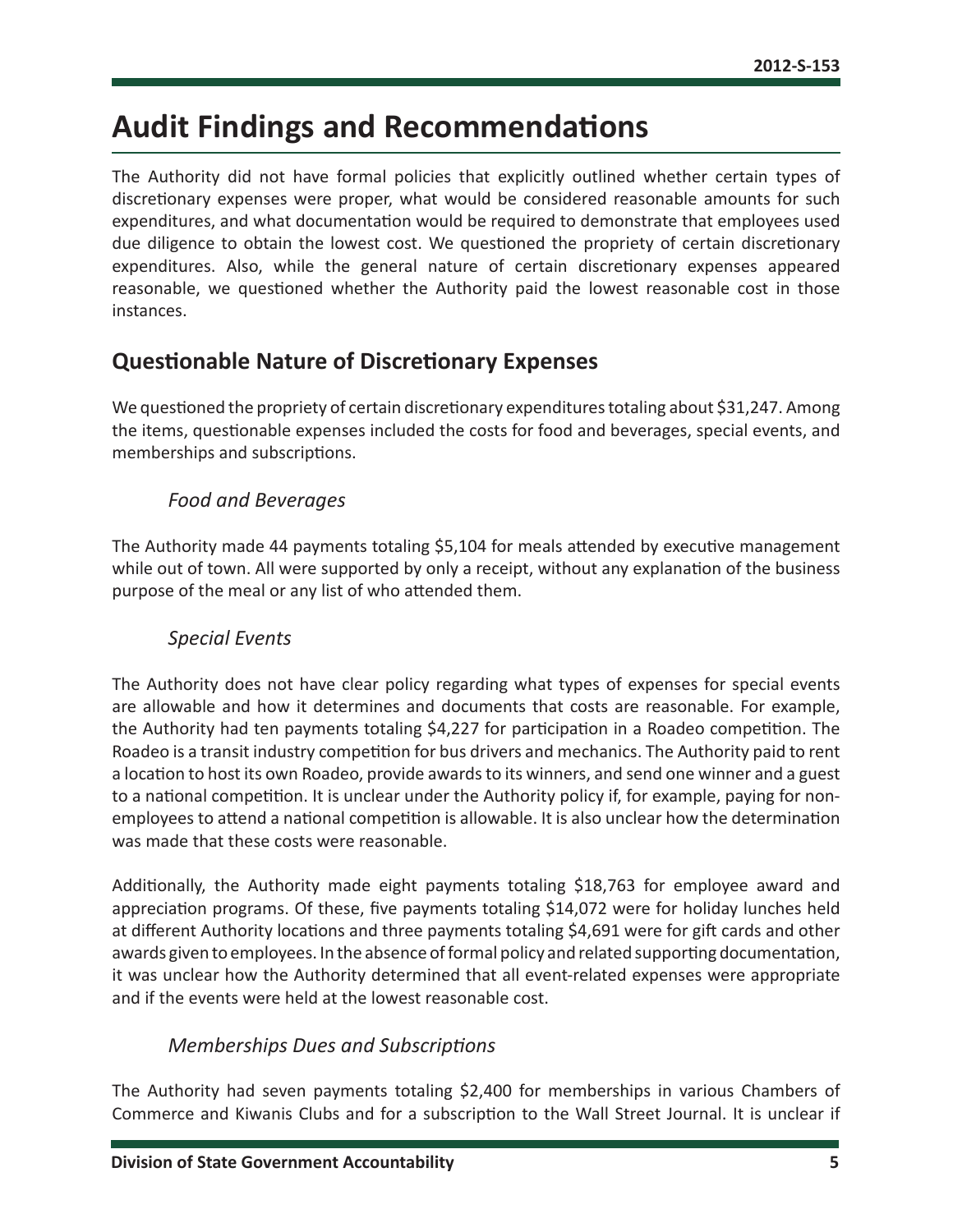# Audit Findings and Recommendations

The Authority did not have formal policies that explicitly outlined whether certain types of discretionary expenses were proper, what would be considered reasonable amounts for such expenditures, and what documentation would be required to demonstrate that employees used due diligence to obtain the lowest cost. We questioned the propriety of certain discretionary expenditures. Also, while the general nature of certain discretionary expenses appeared reasonable, we questioned whether the Authority paid the lowest reasonable cost in those instances.

## Questionable Nature of Discretionary Expenses

We questioned the propriety of certain discretionary expenditures totaling about $31,247. Among the items, questionable expenses included the costs for food and beverages, special events, and memberships and subscriptions.

### *Food and Beverages*

The Authority made 44 payments totaling $5,104 for meals attended by executive management while out of town. All were supported by only a receipt, without any explanation of the business purpose of the meal or any list of who attended them.

### *Special Events*

The Authority does not have clear policy regarding what types of expenses for special events are allowable and how it determines and documents that costs are reasonable. For example, the Authority had ten payments totaling $4,227 for participation in a Roadeo competition. The Roadeo is a transit industry competition for bus drivers and mechanics. The Authority paid to rent a location to host its own Roadeo, provide awards to its winners, and send one winner and a guest to a national competition. It is unclear under the Authority policy if, for example, paying for non-employees to attend a national competition is allowable. It is also unclear how the determination was made that these costs were reasonable.

Additionally, the Authority made eight payments totaling $18,763 for employee award and appreciation programs. Of these, five payments totaling $14,072 were for holiday lunches held at different Authority locations and three payments totaling $4,691 were for gift cards and other awards given to employees. In the absence of formal policy and related supporting documentation, it was unclear how the Authority determined that all event-related expenses were appropriate and if the events were held at the lowest reasonable cost.

### *Memberships Dues and Subscriptions*

The Authority had seven payments totaling $2,400 for memberships in various Chambers of Commerce and Kiwanis Clubs and for a subscription to the Wall Street Journal. It is unclear if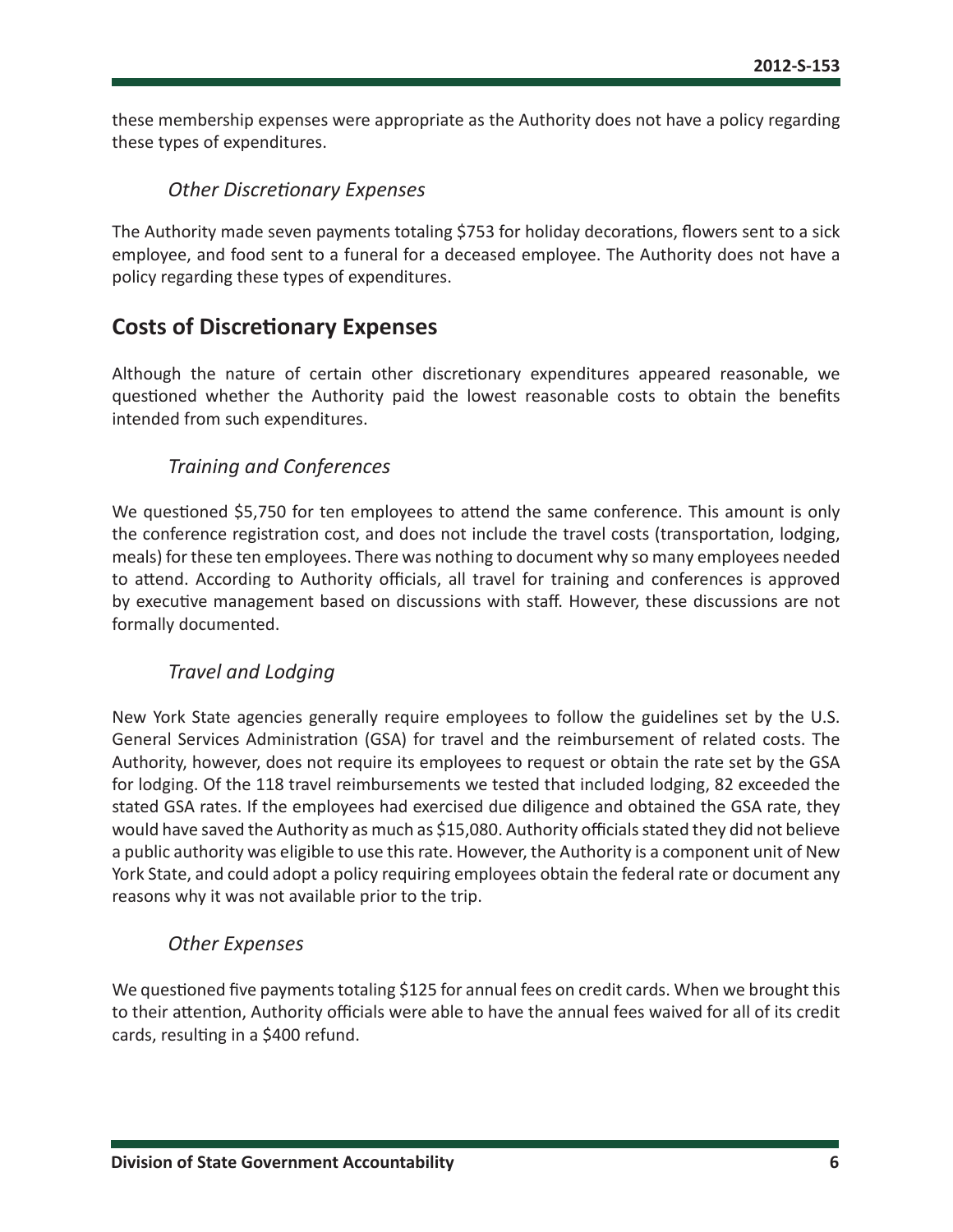these membership expenses were appropriate as the Authority does not have a policy regarding these types of expenditures.

### *Other Discretionary Expenses*

The Authority made seven payments totaling $753 for holiday decorations, flowers sent to a sick employee, and food sent to a funeral for a deceased employee. The Authority does not have a policy regarding these types of expenditures.

## Costs of Discretionary Expenses

Although the nature of certain other discretionary expenditures appeared reasonable, we questioned whether the Authority paid the lowest reasonable costs to obtain the benefits intended from such expenditures.

### *Training and Conferences*

We questioned $5,750 for ten employees to attend the same conference. This amount is only the conference registration cost, and does not include the travel costs (transportation, lodging, meals) for these ten employees. There was nothing to document why so many employees needed to attend. According to Authority officials, all travel for training and conferences is approved by executive management based on discussions with staff. However, these discussions are not formally documented.

### *Travel and Lodging*

New York State agencies generally require employees to follow the guidelines set by the U.S. General Services Administration (GSA) for travel and the reimbursement of related costs. The Authority, however, does not require its employees to request or obtain the rate set by the GSA for lodging. Of the 118 travel reimbursements we tested that included lodging, 82 exceeded the stated GSA rates. If the employees had exercised due diligence and obtained the GSA rate, they would have saved the Authority as much as $15,080. Authority officials stated they did not believe a public authority was eligible to use this rate. However, the Authority is a component unit of New York State, and could adopt a policy requiring employees obtain the federal rate or document any reasons why it was not available prior to the trip.

### *Other Expenses*

We questioned five payments totaling $125 for annual fees on credit cards. When we brought this to their attention, Authority officials were able to have the annual fees waived for all of its credit cards, resulting in a $400 refund.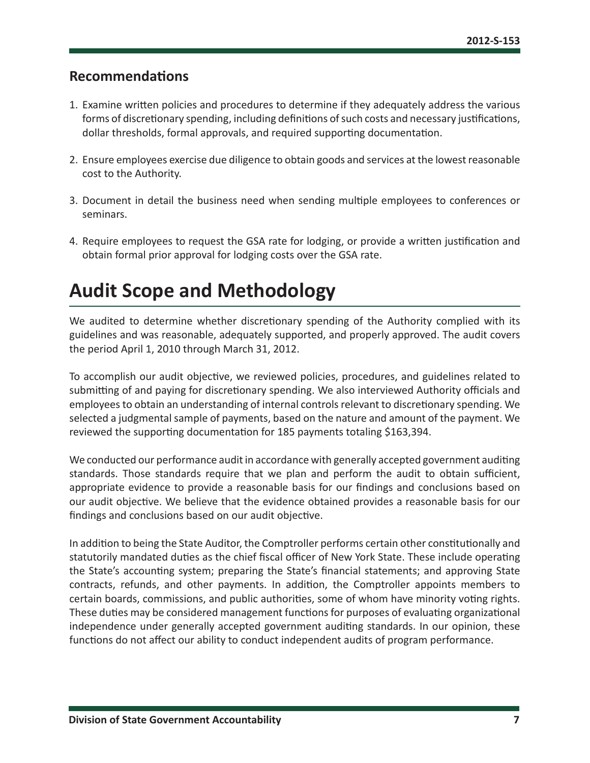## Recommendations

1. Examine written policies and procedures to determine if they adequately address the various forms of discretionary spending, including definitions of such costs and necessary justifications, dollar thresholds, formal approvals, and required supporting documentation.
2. Ensure employees exercise due diligence to obtain goods and services at the lowest reasonable cost to the Authority.
3. Document in detail the business need when sending multiple employees to conferences or seminars.
4. Require employees to request the GSA rate for lodging, or provide a written justification and obtain formal prior approval for lodging costs over the GSA rate.

# Audit Scope and Methodology

We audited to determine whether discretionary spending of the Authority complied with its guidelines and was reasonable, adequately supported, and properly approved. The audit covers the period April 1, 2010 through March 31, 2012.

To accomplish our audit objective, we reviewed policies, procedures, and guidelines related to submitting of and paying for discretionary spending. We also interviewed Authority officials and employees to obtain an understanding of internal controls relevant to discretionary spending. We selected a judgmental sample of payments, based on the nature and amount of the payment. We reviewed the supporting documentation for 185 payments totaling $163,394.

We conducted our performance audit in accordance with generally accepted government auditing standards. Those standards require that we plan and perform the audit to obtain sufficient, appropriate evidence to provide a reasonable basis for our findings and conclusions based on our audit objective. We believe that the evidence obtained provides a reasonable basis for our findings and conclusions based on our audit objective.

In addition to being the State Auditor, the Comptroller performs certain other constitutionally and statutorily mandated duties as the chief fiscal officer of New York State. These include operating the State's accounting system; preparing the State's financial statements; and approving State contracts, refunds, and other payments. In addition, the Comptroller appoints members to certain boards, commissions, and public authorities, some of whom have minority voting rights. These duties may be considered management functions for purposes of evaluating organizational independence under generally accepted government auditing standards. In our opinion, these functions do not affect our ability to conduct independent audits of program performance.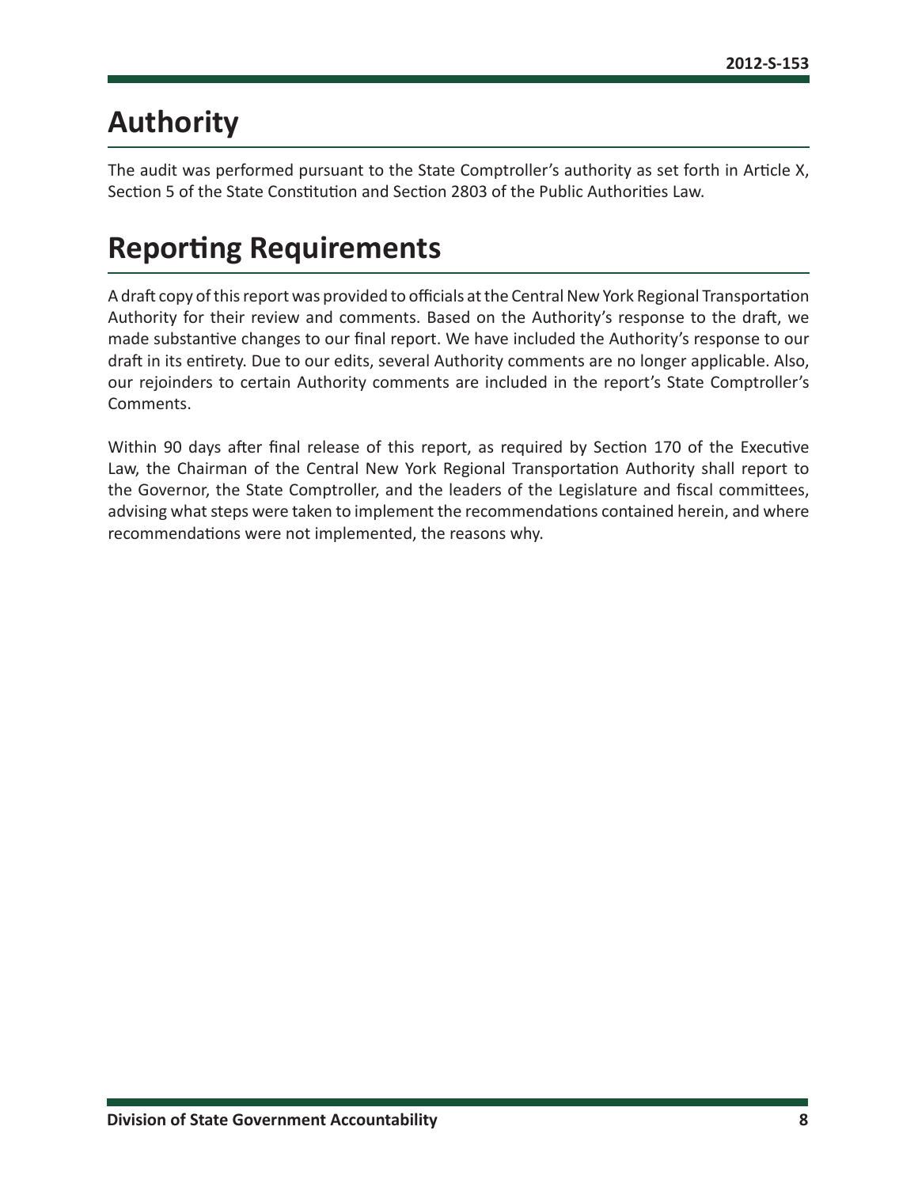# Authority

The audit was performed pursuant to the State Comptroller's authority as set forth in Article X, Section 5 of the State Constitution and Section 2803 of the Public Authorities Law.

# Reporting Requirements

A draft copy of this report was provided to officials at the Central New York Regional Transportation Authority for their review and comments. Based on the Authority's response to the draft, we made substantive changes to our final report. We have included the Authority's response to our draft in its entirety. Due to our edits, several Authority comments are no longer applicable. Also, our rejoinders to certain Authority comments are included in the report's State Comptroller's Comments.

Within 90 days after final release of this report, as required by Section 170 of the Executive Law, the Chairman of the Central New York Regional Transportation Authority shall report to the Governor, the State Comptroller, and the leaders of the Legislature and fiscal committees, advising what steps were taken to implement the recommendations contained herein, and where recommendations were not implemented, the reasons why.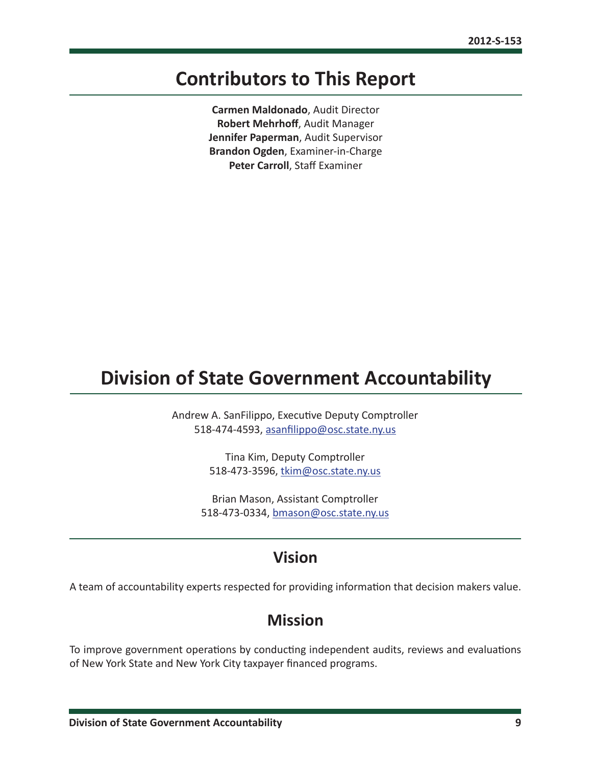# Contributors to This Report

**Carmen Maldonado**, Audit Director
**Robert Mehrhoff**, Audit Manager
**Jennifer Paperman**, Audit Supervisor
**Brandon Ogden**, Examiner-in-Charge
**Peter Carroll**, Staff Examiner

# Division of State Government Accountability

Andrew A. SanFilippo, Executive Deputy Comptroller
518-474-4593, asanfilippo@osc.state.ny.us

Tina Kim, Deputy Comptroller
518-473-3596, tkim@osc.state.ny.us

Brian Mason, Assistant Comptroller
518-473-0334, bmason@osc.state.ny.us

## Vision

A team of accountability experts respected for providing information that decision makers value.

## Mission

To improve government operations by conducting independent audits, reviews and evaluations of New York State and New York City taxpayer financed programs.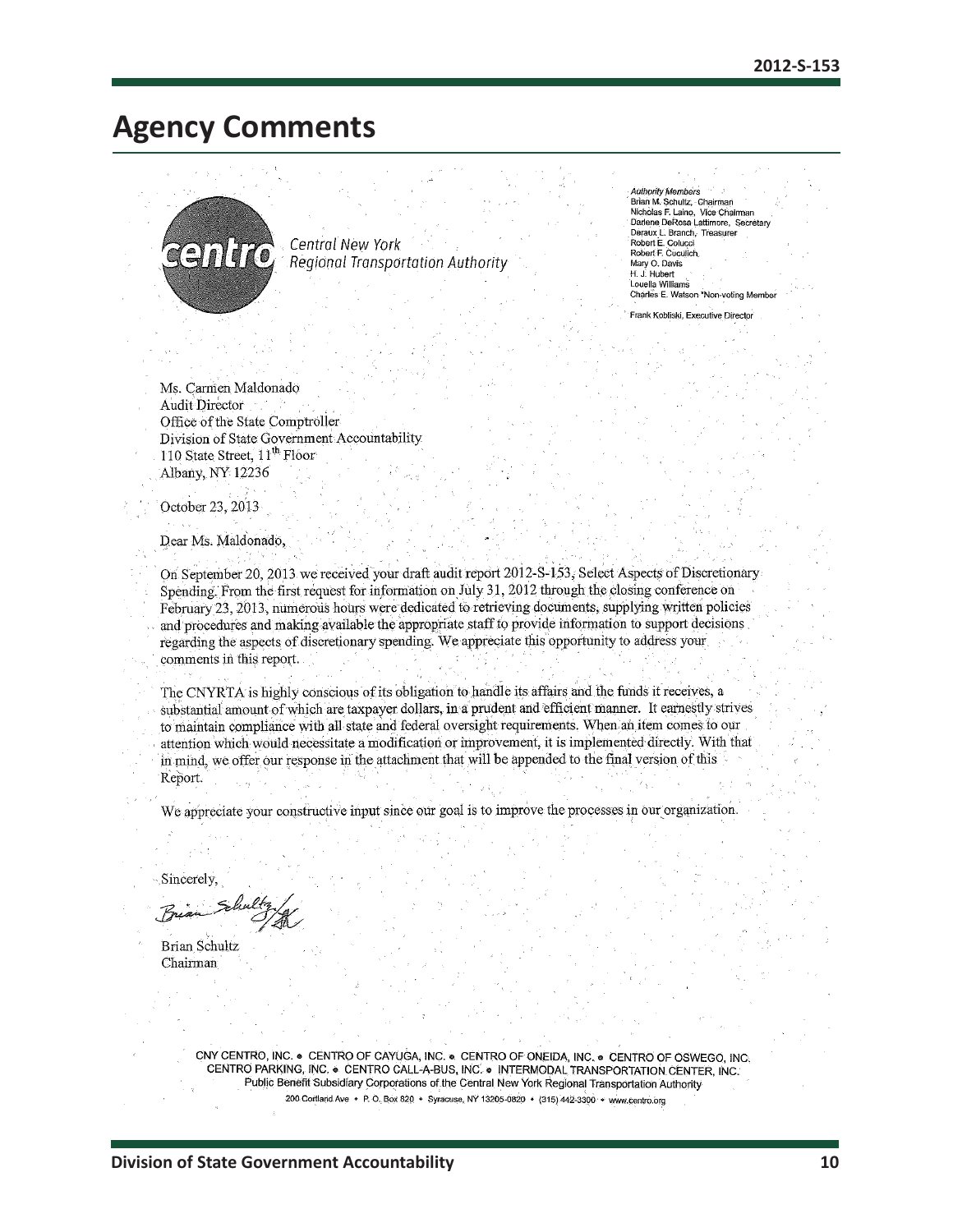# Agency Comments

centro

*Central New York*
*Regional Transportation Authority*

*Authority Members*
Brian M. Schultz, Chairman
Nicholas F. Laino, Vice Chairman
Darlene DeRosa Lattimore, Secretary
Deraux L. Branch, Treasurer
Robert E. Colucci
Robert F. Cuculich
Mary O. Davis
H. J. Hubert
Louella Williams
Charles E. Watson *Non-voting Member

Frank Kobliski, Executive Director

Ms. Carmen Maldonado
Audit Director
Office of the State Comptroller
Division of State Government Accountability
110 State Street, 11th Floor
Albany, NY 12236

October 23, 2013

Dear Ms. Maldonado,

On September 20, 2013 we received your draft audit report 2012-S-153, Select Aspects of Discretionary Spending. From the first request for information on July 31, 2012 through the closing conference on February 23, 2013, numerous hours were dedicated to retrieving documents, supplying written policies and procedures and making available the appropriate staff to provide information to support decisions regarding the aspects of discretionary spending. We appreciate this opportunity to address your comments in this report.

The CNYRTA is highly conscious of its obligation to handle its affairs and the funds it receives, a substantial amount of which are taxpayer dollars, in a prudent and efficient manner. It earnestly strives to maintain compliance with all state and federal oversight requirements. When an item comes to our attention which would necessitate a modification or improvement, it is implemented directly. With that in mind, we offer our response in the attachment that will be appended to the final version of this Report.

We appreciate your constructive input since our goal is to improve the processes in our organization.

Sincerely,

Brian Schultz
Chairman

CNY CENTRO, INC. • CENTRO OF CAYUGA, INC. • CENTRO OF ONEIDA, INC. • CENTRO OF OSWEGO, INC.
CENTRO PARKING, INC. • CENTRO CALL-A-BUS, INC. • INTERMODAL TRANSPORTATION CENTER, INC.
Public Benefit Subsidiary Corporations of the Central New York Regional Transportation Authority
200 Cortland Ave • P. O. Box 820 • Syracuse, NY 13205-0820 • (315) 442-3300 • www.centro.org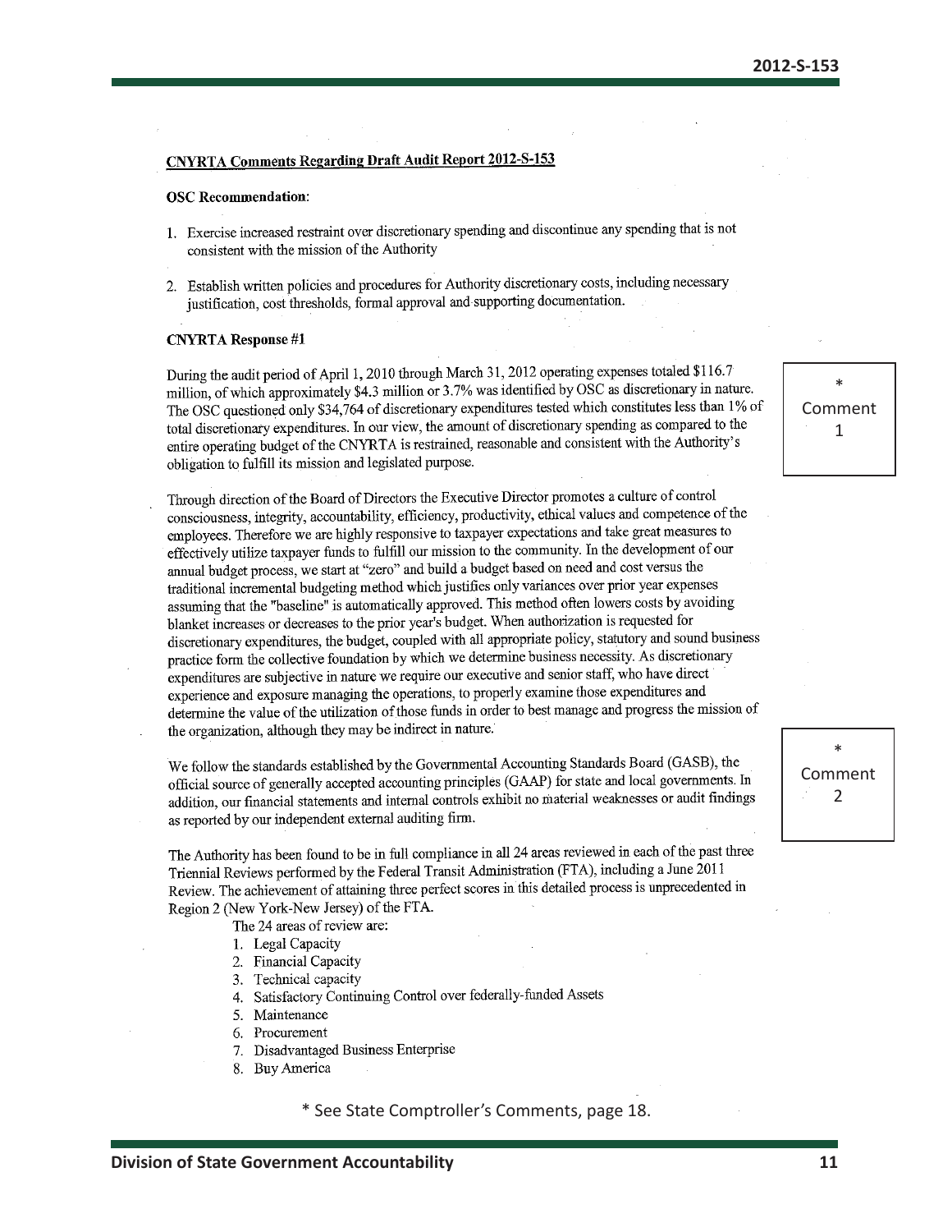## CNYRTA Comments Regarding Draft Audit Report 2012-S-153

**OSC Recommendation**:

1. Exercise increased restraint over discretionary spending and discontinue any spending that is not consistent with the mission of the Authority
2. Establish written policies and procedures for Authority discretionary costs, including necessary justification, cost thresholds, formal approval and supporting documentation.

**CNYRTA Response #1**

During the audit period of April 1, 2010 through March 31, 2012 operating expenses totaled $116.7 million, of which approximately $4.3 million or 3.7% was identified by OSC as discretionary in nature. The OSC questioned only $34,764 of discretionary expenditures tested which constitutes less than 1% of total discretionary expenditures. In our view, the amount of discretionary spending as compared to the entire operating budget of the CNYRTA is restrained, reasonable and consistent with the Authority's obligation to fulfill its mission and legislated purpose.

\* Comment 1

Through direction of the Board of Directors the Executive Director promotes a culture of control consciousness, integrity, accountability, efficiency, productivity, ethical values and competence of the employees. Therefore we are highly responsive to taxpayer expectations and take great measures to effectively utilize taxpayer funds to fulfill our mission to the community. In the development of our annual budget process, we start at "zero" and build a budget based on need and cost versus the traditional incremental budgeting method which justifies only variances over prior year expenses assuming that the "baseline" is automatically approved. This method often lowers costs by avoiding blanket increases or decreases to the prior year's budget. When authorization is requested for discretionary expenditures, the budget, coupled with all appropriate policy, statutory and sound business practice form the collective foundation by which we determine business necessity. As discretionary expenditures are subjective in nature we require our executive and senior staff, who have direct experience and exposure managing the operations, to properly examine those expenditures and determine the value of the utilization of those funds in order to best manage and progress the mission of the organization, although they may be indirect in nature.

We follow the standards established by the Governmental Accounting Standards Board (GASB), the official source of generally accepted accounting principles (GAAP) for state and local governments. In addition, our financial statements and internal controls exhibit no material weaknesses or audit findings as reported by our independent external auditing firm.

\* Comment 2

The Authority has been found to be in full compliance in all 24 areas reviewed in each of the past three Triennial Reviews performed by the Federal Transit Administration (FTA), including a June 2011 Review. The achievement of attaining three perfect scores in this detailed process is unprecedented in Region 2 (New York-New Jersey) of the FTA.

The 24 areas of review are:

1. Legal Capacity
2. Financial Capacity
3. Technical capacity
4. Satisfactory Continuing Control over federally-funded Assets
5. Maintenance
6. Procurement
7. Disadvantaged Business Enterprise
8. Buy America

\* See State Comptroller's Comments, page 18.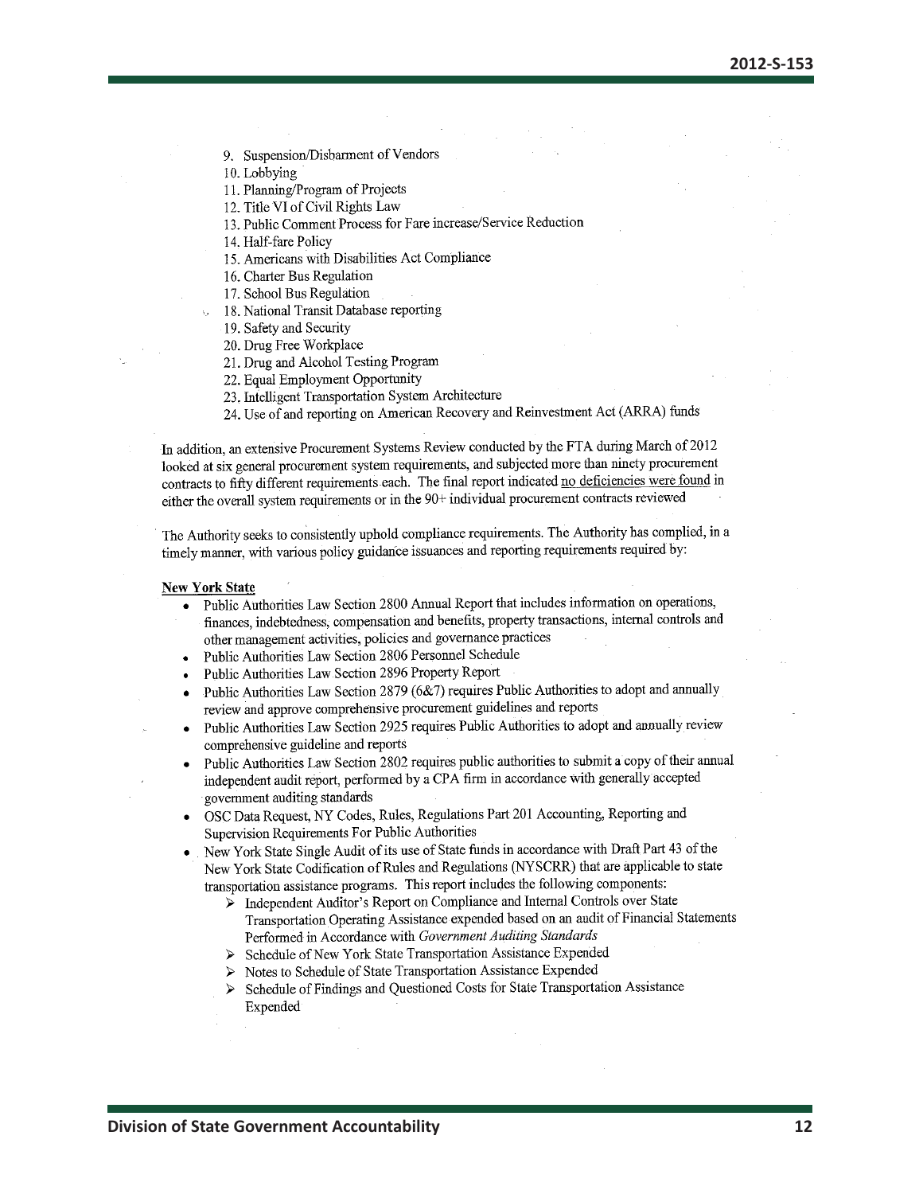9. Suspension/Disbarment of Vendors
10. Lobbying
11. Planning/Program of Projects
12. Title VI of Civil Rights Law
13. Public Comment Process for Fare increase/Service Reduction
14. Half-fare Policy
15. Americans with Disabilities Act Compliance
16. Charter Bus Regulation
17. School Bus Regulation
18. National Transit Database reporting
19. Safety and Security
20. Drug Free Workplace
21. Drug and Alcohol Testing Program
22. Equal Employment Opportunity
23. Intelligent Transportation System Architecture
24. Use of and reporting on American Recovery and Reinvestment Act (ARRA) funds

In addition, an extensive Procurement Systems Review conducted by the FTA during March of 2012 looked at six general procurement system requirements, and subjected more than ninety procurement contracts to fifty different requirements each. The final report indicated <u>no deficiencies were found</u> in either the overall system requirements or in the 90+ individual procurement contracts reviewed

The Authority seeks to consistently uphold compliance requirements. The Authority has complied, in a timely manner, with various policy guidance issuances and reporting requirements required by:

**<u>New York State</u>**

- Public Authorities Law Section 2800 Annual Report that includes information on operations, finances, indebtedness, compensation and benefits, property transactions, internal controls and other management activities, policies and governance practices
- Public Authorities Law Section 2806 Personnel Schedule
- Public Authorities Law Section 2896 Property Report
- Public Authorities Law Section 2879 (6&7) requires Public Authorities to adopt and annually review and approve comprehensive procurement guidelines and reports
- Public Authorities Law Section 2925 requires Public Authorities to adopt and annually review comprehensive guideline and reports
- Public Authorities Law Section 2802 requires public authorities to submit a copy of their annual independent audit report, performed by a CPA firm in accordance with generally accepted government auditing standards
- OSC Data Request, NY Codes, Rules, Regulations Part 201 Accounting, Reporting and Supervision Requirements For Public Authorities
- New York State Single Audit of its use of State funds in accordance with Draft Part 43 of the New York State Codification of Rules and Regulations (NYSCRR) that are applicable to state transportation assistance programs. This report includes the following components:
    - Independent Auditor's Report on Compliance and Internal Controls over State Transportation Operating Assistance expended based on an audit of Financial Statements Performed in Accordance with *Government Auditing Standards*
    - Schedule of New York State Transportation Assistance Expended
    - Notes to Schedule of State Transportation Assistance Expended
    - Schedule of Findings and Questioned Costs for State Transportation Assistance Expended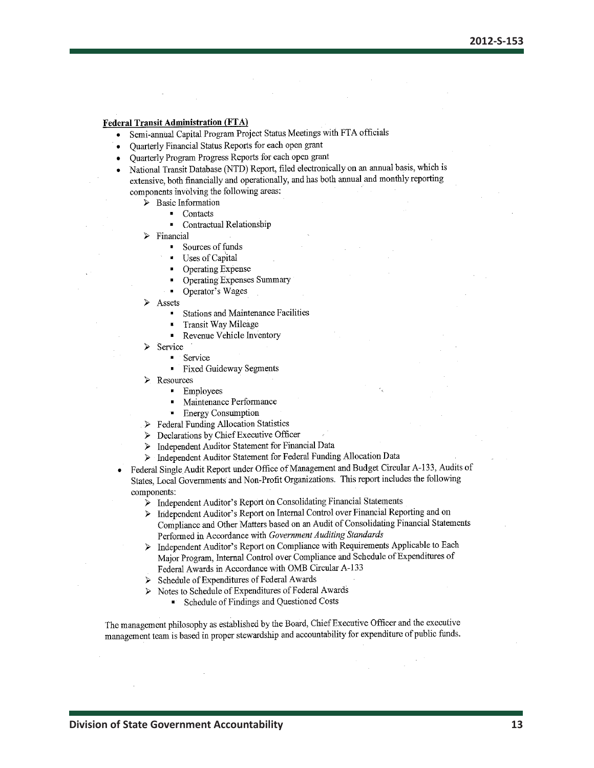**Federal Transit Administration (FTA)**

- Semi-annual Capital Program Project Status Meetings with FTA officials
- Quarterly Financial Status Reports for each open grant
- Quarterly Program Progress Reports for each open grant
- National Transit Database (NTD) Report, filed electronically on an annual basis, which is extensive, both financially and operationally, and has both annual and monthly reporting components involving the following areas:
  - Basic Information
    - Contacts
    - Contractual Relationship
  - Financial
    - Sources of funds
    - Uses of Capital
    - Operating Expense
    - Operating Expenses Summary
    - Operator's Wages
  - Assets
    - Stations and Maintenance Facilities
    - Transit Way Mileage
    - Revenue Vehicle Inventory
  - Service
    - Service
    - Fixed Guideway Segments
  - Resources
    - Employees
    - Maintenance Performance
    - Energy Consumption
  - Federal Funding Allocation Statistics
  - Declarations by Chief Executive Officer
  - Independent Auditor Statement for Financial Data
  - Independent Auditor Statement for Federal Funding Allocation Data
- Federal Single Audit Report under Office of Management and Budget Circular A-133, Audits of States, Local Governments and Non-Profit Organizations. This report includes the following components:
  - Independent Auditor's Report on Consolidating Financial Statements
  - Independent Auditor's Report on Internal Control over Financial Reporting and on Compliance and Other Matters based on an Audit of Consolidating Financial Statements Performed in Accordance with *Government Auditing Standards*
  - Independent Auditor's Report on Compliance with Requirements Applicable to Each Major Program, Internal Control over Compliance and Schedule of Expenditures of Federal Awards in Accordance with OMB Circular A-133
  - Schedule of Expenditures of Federal Awards
  - Notes to Schedule of Expenditures of Federal Awards
    - Schedule of Findings and Questioned Costs

The management philosophy as established by the Board, Chief Executive Officer and the executive management team is based in proper stewardship and accountability for expenditure of public funds.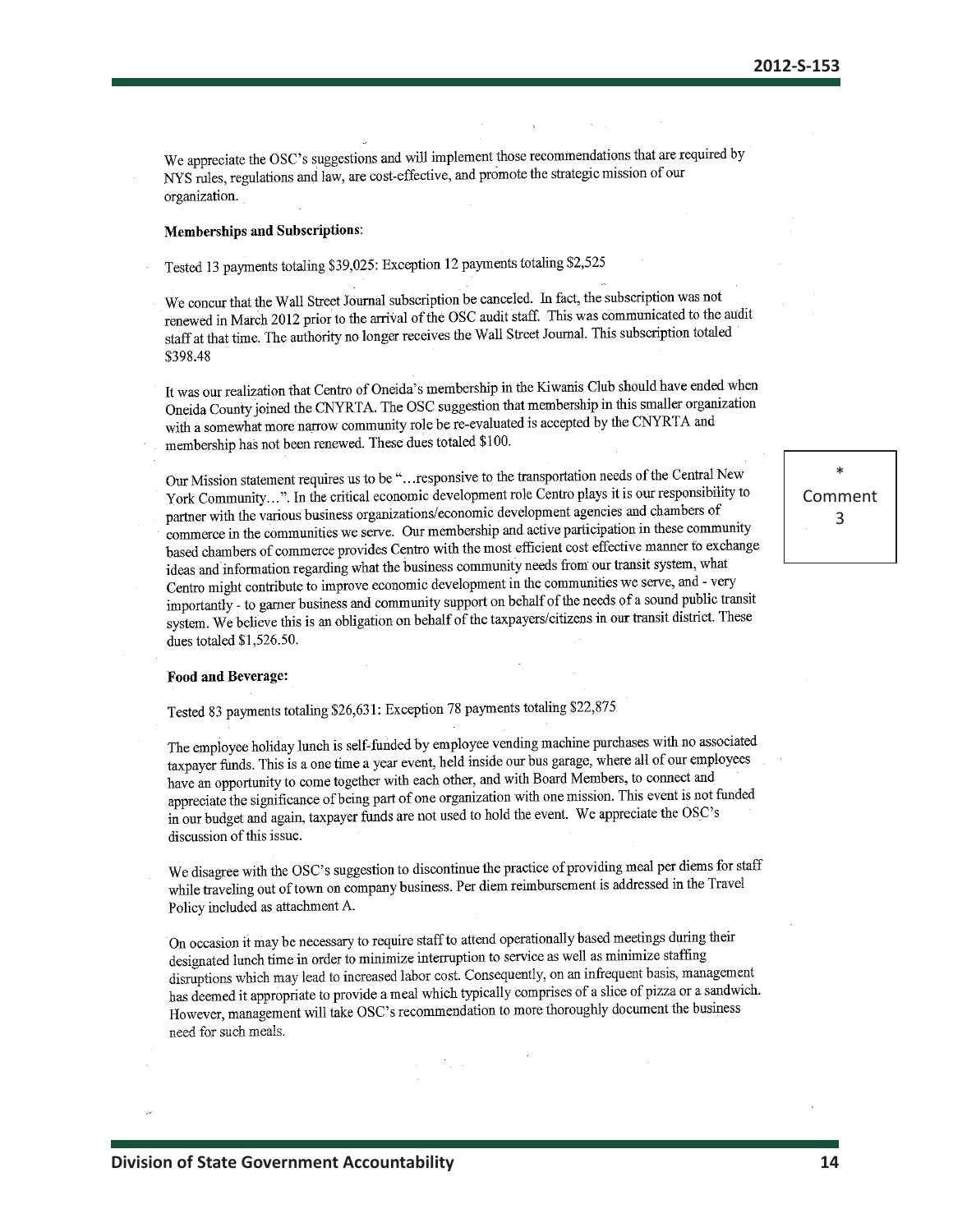We appreciate the OSC's suggestions and will implement those recommendations that are required by NYS rules, regulations and law, are cost-effective, and promote the strategic mission of our organization.

**Memberships and Subscriptions:**

Tested 13 payments totaling $39,025: Exception 12 payments totaling $2,525

We concur that the Wall Street Journal subscription be canceled. In fact, the subscription was not renewed in March 2012 prior to the arrival of the OSC audit staff. This was communicated to the audit staff at that time. The authority no longer receives the Wall Street Journal. This subscription totaled $398.48

It was our realization that Centro of Oneida's membership in the Kiwanis Club should have ended when Oneida County joined the CNYRTA. The OSC suggestion that membership in this smaller organization with a somewhat more narrow community role be re-evaluated is accepted by the CNYRTA and membership has not been renewed. These dues totaled $100.

Our Mission statement requires us to be "…responsive to the transportation needs of the Central New York Community…". In the critical economic development role Centro plays it is our responsibility to partner with the various business organizations/economic development agencies and chambers of commerce in the communities we serve. Our membership and active participation in these community based chambers of commerce provides Centro with the most efficient cost effective manner to exchange ideas and information regarding what the business community needs from our transit system, what Centro might contribute to improve economic development in the communities we serve, and - very importantly - to garner business and community support on behalf of the needs of a sound public transit system. We believe this is an obligation on behalf of the taxpayers/citizens in our transit district. These dues totaled $1,526.50.

\* Comment 3

**Food and Beverage:**

Tested 83 payments totaling $26,631: Exception 78 payments totaling $22,875

The employee holiday lunch is self-funded by employee vending machine purchases with no associated taxpayer funds. This is a one time a year event, held inside our bus garage, where all of our employees have an opportunity to come together with each other, and with Board Members, to connect and appreciate the significance of being part of one organization with one mission. This event is not funded in our budget and again, taxpayer funds are not used to hold the event. We appreciate the OSC's discussion of this issue.

We disagree with the OSC's suggestion to discontinue the practice of providing meal per diems for staff while traveling out of town on company business. Per diem reimbursement is addressed in the Travel Policy included as attachment A.

On occasion it may be necessary to require staff to attend operationally based meetings during their designated lunch time in order to minimize interruption to service as well as minimize staffing disruptions which may lead to increased labor cost. Consequently, on an infrequent basis, management has deemed it appropriate to provide a meal which typically comprises of a slice of pizza or a sandwich. However, management will take OSC's recommendation to more thoroughly document the business need for such meals.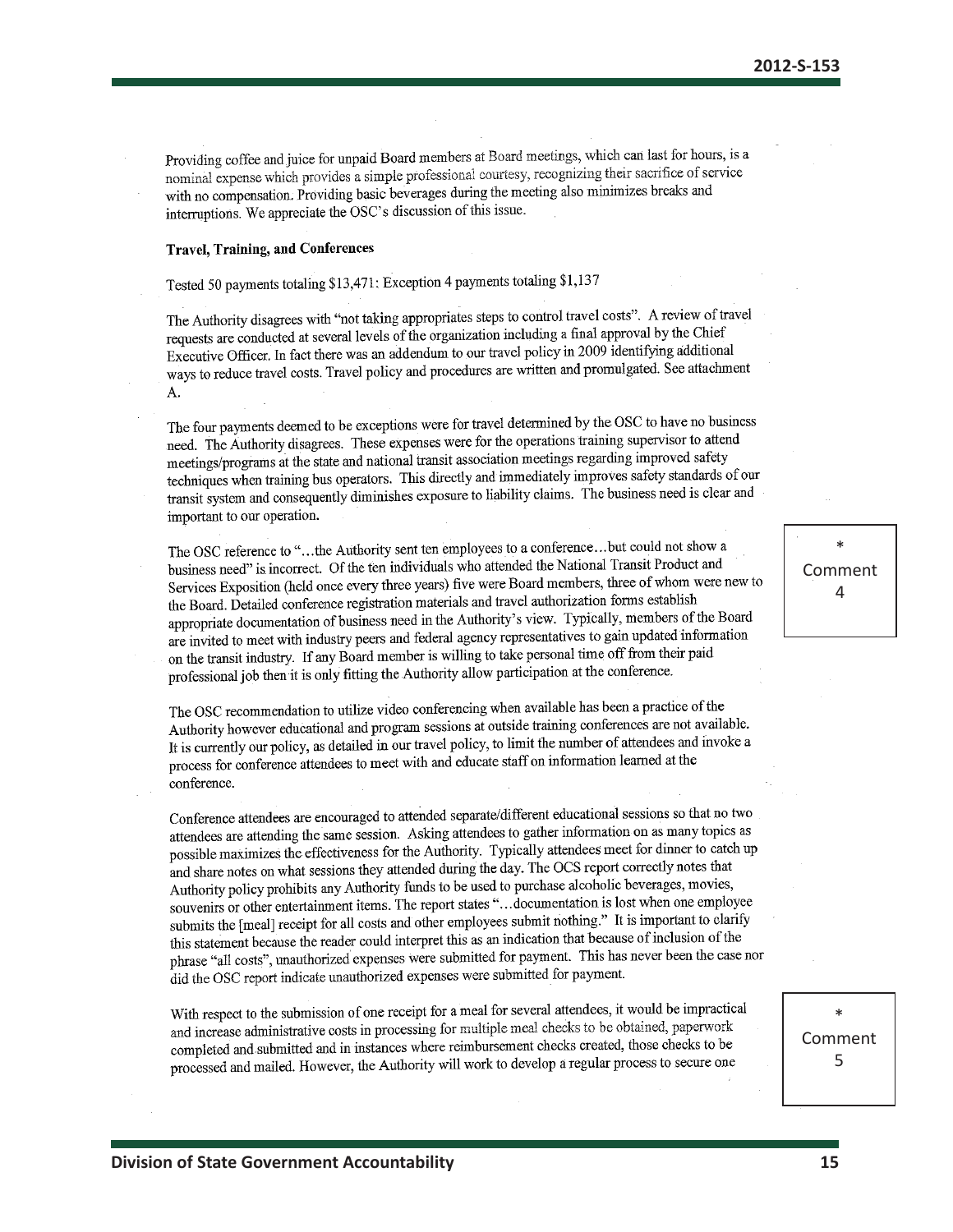Providing coffee and juice for unpaid Board members at Board meetings, which can last for hours, is a nominal expense which provides a simple professional courtesy, recognizing their sacrifice of service with no compensation. Providing basic beverages during the meeting also minimizes breaks and interruptions. We appreciate the OSC's discussion of this issue.

**Travel, Training, and Conferences**

Tested 50 payments totaling $13,471: Exception 4 payments totaling $1,137

The Authority disagrees with "not taking appropriates steps to control travel costs". A review of travel requests are conducted at several levels of the organization including a final approval by the Chief Executive Officer. In fact there was an addendum to our travel policy in 2009 identifying additional ways to reduce travel costs. Travel policy and procedures are written and promulgated. See attachment A.

The four payments deemed to be exceptions were for travel determined by the OSC to have no business need. The Authority disagrees. These expenses were for the operations training supervisor to attend meetings/programs at the state and national transit association meetings regarding improved safety techniques when training bus operators. This directly and immediately improves safety standards of our transit system and consequently diminishes exposure to liability claims. The business need is clear and important to our operation.

The OSC reference to "...the Authority sent ten employees to a conference...but could not show a business need" is incorrect. Of the ten individuals who attended the National Transit Product and Services Exposition (held once every three years) five were Board members, three of whom were new to the Board. Detailed conference registration materials and travel authorization forms establish appropriate documentation of business need in the Authority's view. Typically, members of the Board are invited to meet with industry peers and federal agency representatives to gain updated information on the transit industry. If any Board member is willing to take personal time off from their paid professional job then it is only fitting the Authority allow participation at the conference.

\* Comment 4

The OSC recommendation to utilize video conferencing when available has been a practice of the Authority however educational and program sessions at outside training conferences are not available. It is currently our policy, as detailed in our travel policy, to limit the number of attendees and invoke a process for conference attendees to meet with and educate staff on information learned at the conference.

Conference attendees are encouraged to attended separate/different educational sessions so that no two attendees are attending the same session. Asking attendees to gather information on as many topics as possible maximizes the effectiveness for the Authority. Typically attendees meet for dinner to catch up and share notes on what sessions they attended during the day. The OCS report correctly notes that Authority policy prohibits any Authority funds to be used to purchase alcoholic beverages, movies, souvenirs or other entertainment items. The report states "...documentation is lost when one employee submits the [meal] receipt for all costs and other employees submit nothing." It is important to clarify this statement because the reader could interpret this as an indication that because of inclusion of the phrase "all costs", unauthorized expenses were submitted for payment. This has never been the case nor did the OSC report indicate unauthorized expenses were submitted for payment.

With respect to the submission of one receipt for a meal for several attendees, it would be impractical and increase administrative costs in processing for multiple meal checks to be obtained, paperwork completed and submitted and in instances where reimbursement checks created, those checks to be processed and mailed. However, the Authority will work to develop a regular process to secure one

\* Comment 5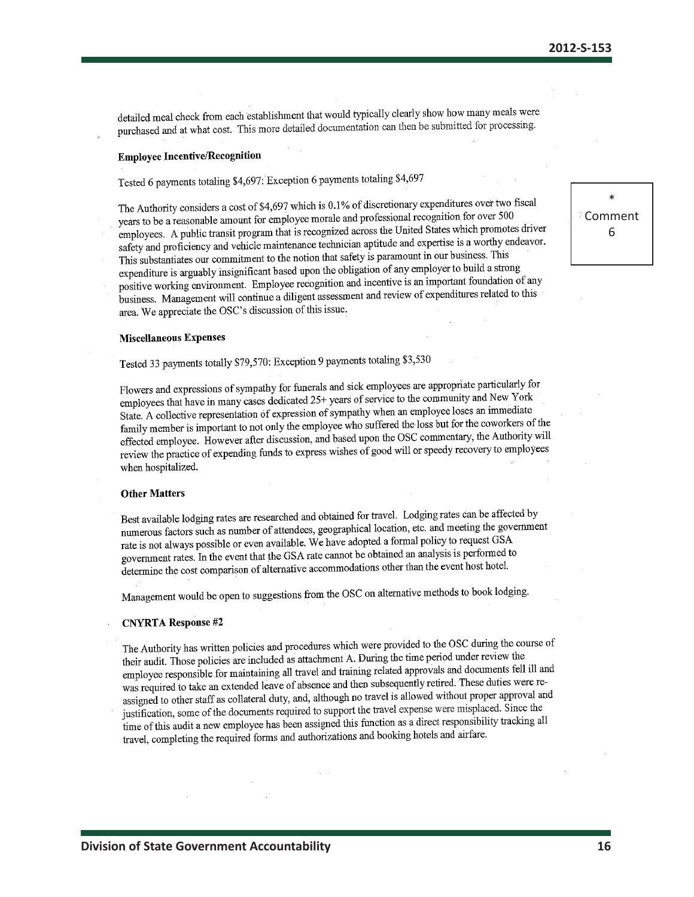detailed meal check from each establishment that would typically clearly show how many meals were purchased and at what cost. This more detailed documentation can then be submitted for processing.

**Employee Incentive/Recognition**

Tested 6 payments totaling $4,697: Exception 6 payments totaling $4,697

The Authority considers a cost of $4,697 which is 0.1% of discretionary expenditures over two fiscal years to be a reasonable amount for employee morale and professional recognition for over 500 employees. A public transit program that is recognized across the United States which promotes driver safety and proficiency and vehicle maintenance technician aptitude and expertise is a worthy endeavor. This substantiates our commitment to the notion that safety is paramount in our business. This expenditure is arguably insignificant based upon the obligation of any employer to build a strong positive working environment. Employee recognition and incentive is an important foundation of any business. Management will continue a diligent assessment and review of expenditures related to this area. We appreciate the OSC's discussion of this issue.

\* Comment 6

**Miscellaneous Expenses**

Tested 33 payments totally $79,570: Exception 9 payments totaling $3,530

Flowers and expressions of sympathy for funerals and sick employees are appropriate particularly for employees that have in many cases dedicated 25+ years of service to the community and New York State. A collective representation of expression of sympathy when an employee loses an immediate family member is important to not only the employee who suffered the loss but for the coworkers of the effected employee. However after discussion, and based upon the OSC commentary, the Authority will review the practice of expending funds to express wishes of good will or speedy recovery to employees when hospitalized.

**Other Matters**

Best available lodging rates are researched and obtained for travel. Lodging rates can be affected by numerous factors such as number of attendees, geographical location, etc. and meeting the government rate is not always possible or even available. We have adopted a formal policy to request GSA government rates. In the event that the GSA rate cannot be obtained an analysis is performed to determine the cost comparison of alternative accommodations other than the event host hotel.

Management would be open to suggestions from the OSC on alternative methods to book lodging.

**CNYRTA Response #2**

The Authority has written policies and procedures which were provided to the OSC during the course of their audit. Those policies are included as attachment A. During the time period under review the employee responsible for maintaining all travel and training related approvals and documents fell ill and was required to take an extended leave of absence and then subsequently retired. These duties were re-assigned to other staff as collateral duty, and, although no travel is allowed without proper approval and justification, some of the documents required to support the travel expense were misplaced. Since the time of this audit a new employee has been assigned this function as a direct responsibility tracking all travel, completing the required forms and authorizations and booking hotels and airfare.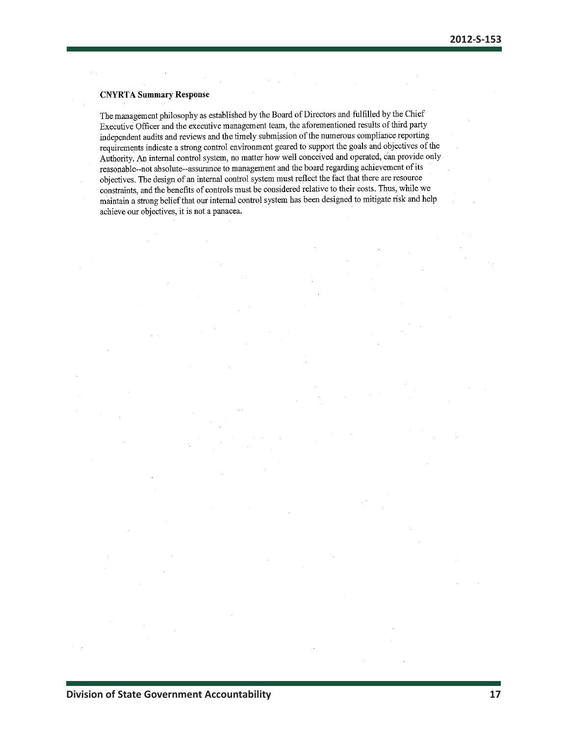**CNYRTA Summary Response**

The management philosophy as established by the Board of Directors and fulfilled by the Chief Executive Officer and the executive management team, the aforementioned results of third party independent audits and reviews and the timely submission of the numerous compliance reporting requirements indicate a strong control environment geared to support the goals and objectives of the Authority. An internal control system, no matter how well conceived and operated, can provide only reasonable--not absolute--assurance to management and the board regarding achievement of its objectives. The design of an internal control system must reflect the fact that there are resource constraints, and the benefits of controls must be considered relative to their costs. Thus, while we maintain a strong belief that our internal control system has been designed to mitigate risk and help achieve our objectives, it is not a panacea.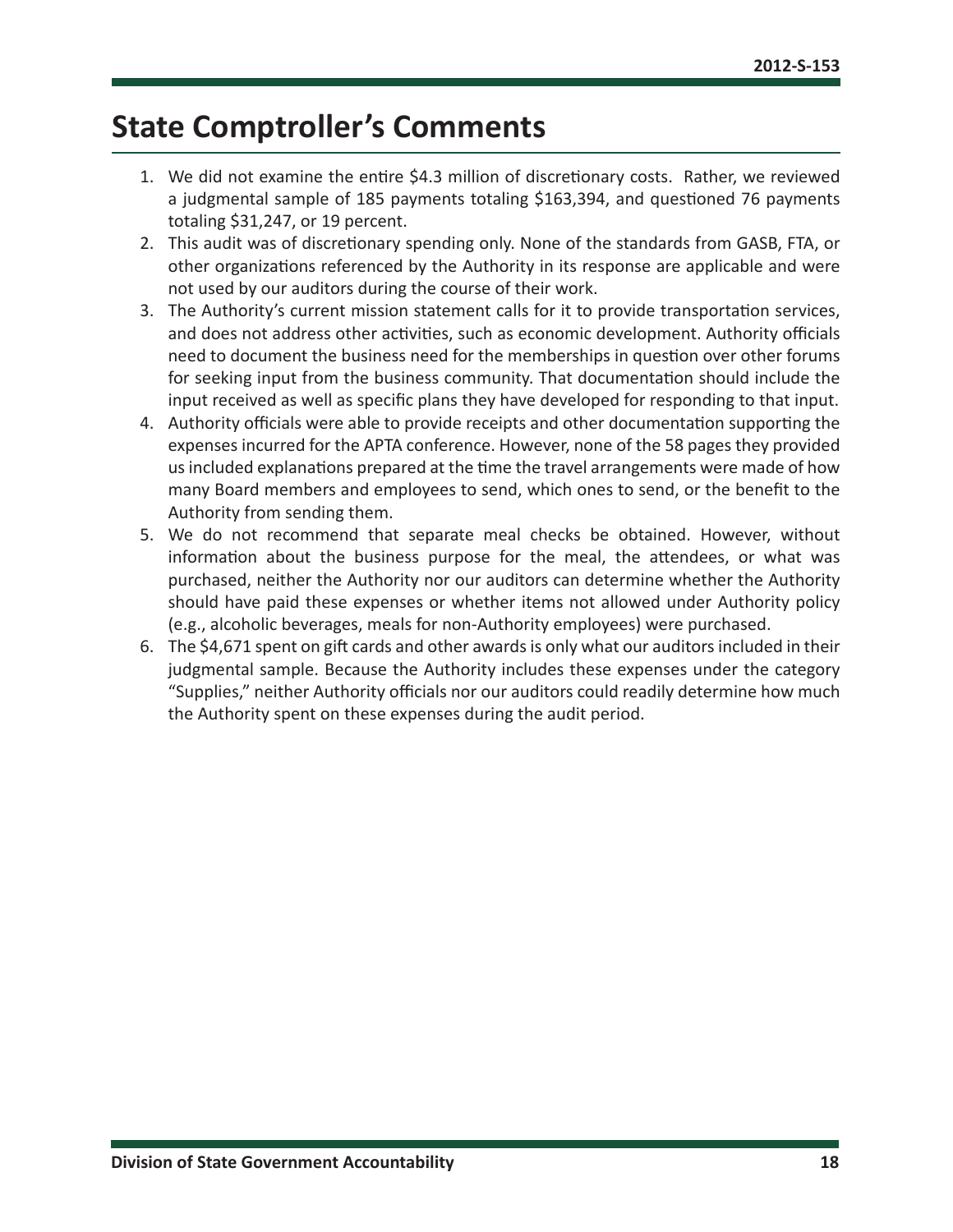# State Comptroller's Comments

1. We did not examine the entire $4.3 million of discretionary costs. Rather, we reviewed a judgmental sample of 185 payments totaling $163,394, and questioned 76 payments totaling $31,247, or 19 percent.
2. This audit was of discretionary spending only. None of the standards from GASB, FTA, or other organizations referenced by the Authority in its response are applicable and were not used by our auditors during the course of their work.
3. The Authority's current mission statement calls for it to provide transportation services, and does not address other activities, such as economic development. Authority officials need to document the business need for the memberships in question over other forums for seeking input from the business community. That documentation should include the input received as well as specific plans they have developed for responding to that input.
4. Authority officials were able to provide receipts and other documentation supporting the expenses incurred for the APTA conference. However, none of the 58 pages they provided us included explanations prepared at the time the travel arrangements were made of how many Board members and employees to send, which ones to send, or the benefit to the Authority from sending them.
5. We do not recommend that separate meal checks be obtained. However, without information about the business purpose for the meal, the attendees, or what was purchased, neither the Authority nor our auditors can determine whether the Authority should have paid these expenses or whether items not allowed under Authority policy (e.g., alcoholic beverages, meals for non-Authority employees) were purchased.
6. The $4,671 spent on gift cards and other awards is only what our auditors included in their judgmental sample. Because the Authority includes these expenses under the category "Supplies," neither Authority officials nor our auditors could readily determine how much the Authority spent on these expenses during the audit period.